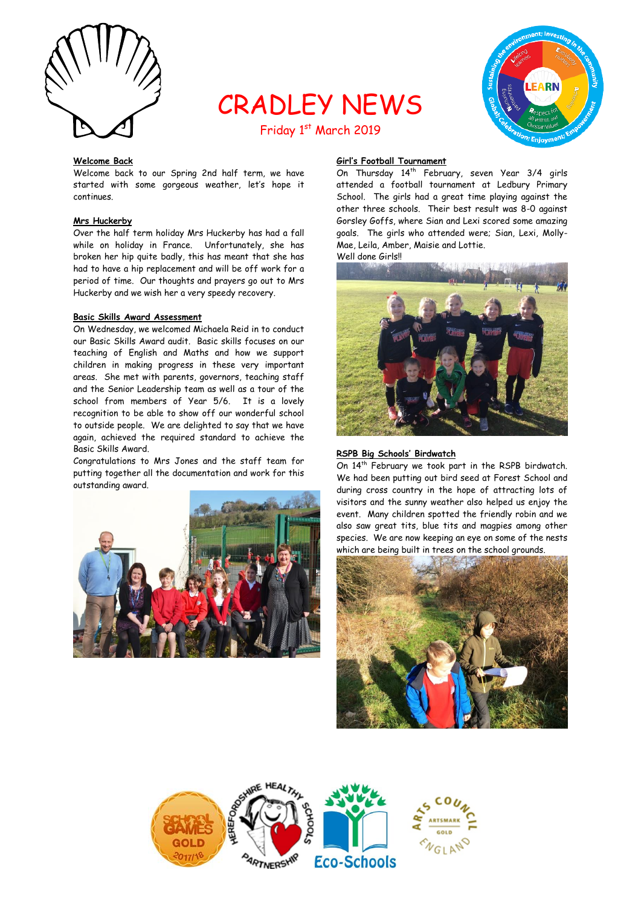# CRADLEY NEWS

Friday 1st March 2019

### Welcome Back

Welcome back to our Spring 2nd half term, we have started with some gorgeous weather, let's hope it continues.

### Mrs Huckerby

Over the half term holiday Mrs Huckerby has had a fall while on holiday in France. Unfortunately, she has broken her hip quite badly, this has meant that she has had to have a hip replacement and will be off work for a period of time. Our thoughts and prayers go out to Mrs Huckerby and we wish her a very speedy recovery.

### Basic Skills Award Assessment

On Wednesday, we welcomed Michaela Reid in to conduct our Basic Skills Award audit. Basic skills focuses on our teaching of English and Maths and how we support children in making progress in these very important areas. She met with parents, governors, teaching staff and the Senior Leadership team as well as a tour of the school from members of Year 5/6. It is a lovely recognition to be able to show off our wonderful school to outside people. We are delighted to say that we have again, achieved the required standard to achieve the Basic Skills Award.

Congratulations to Mrs Jones and the staff team for putting together all the documentation and work for this outstanding award.

### Girl's Football Tournament

On Thursday 14th February, seven Year 3/4 girls attended a football tournament at Ledbury Primary School. The girls had a great time playing against the other three schools. Their best result was 8-0 against Gorsley Goffs, where Sian and Lexi scored some amazing goals. The girls who attended were; Sian, Lexi, Molly-Mae, Leila, Amber, Maisie and Lottie.

Well done Girls!!

### RSPB Big Schools' Birdwatch

On 14th February we took part in the RSPB birdwatch. We had been putting out bird seed at Forest School and during cross country in the hope of attracting lots of visitors and the sunny weather also helped us enjoy the event. Many children spotted the friendly robin and we also saw great tits, blue tits and magpies among other species. We are now keeping an eye on some of the nests which are being built in trees on the school grounds.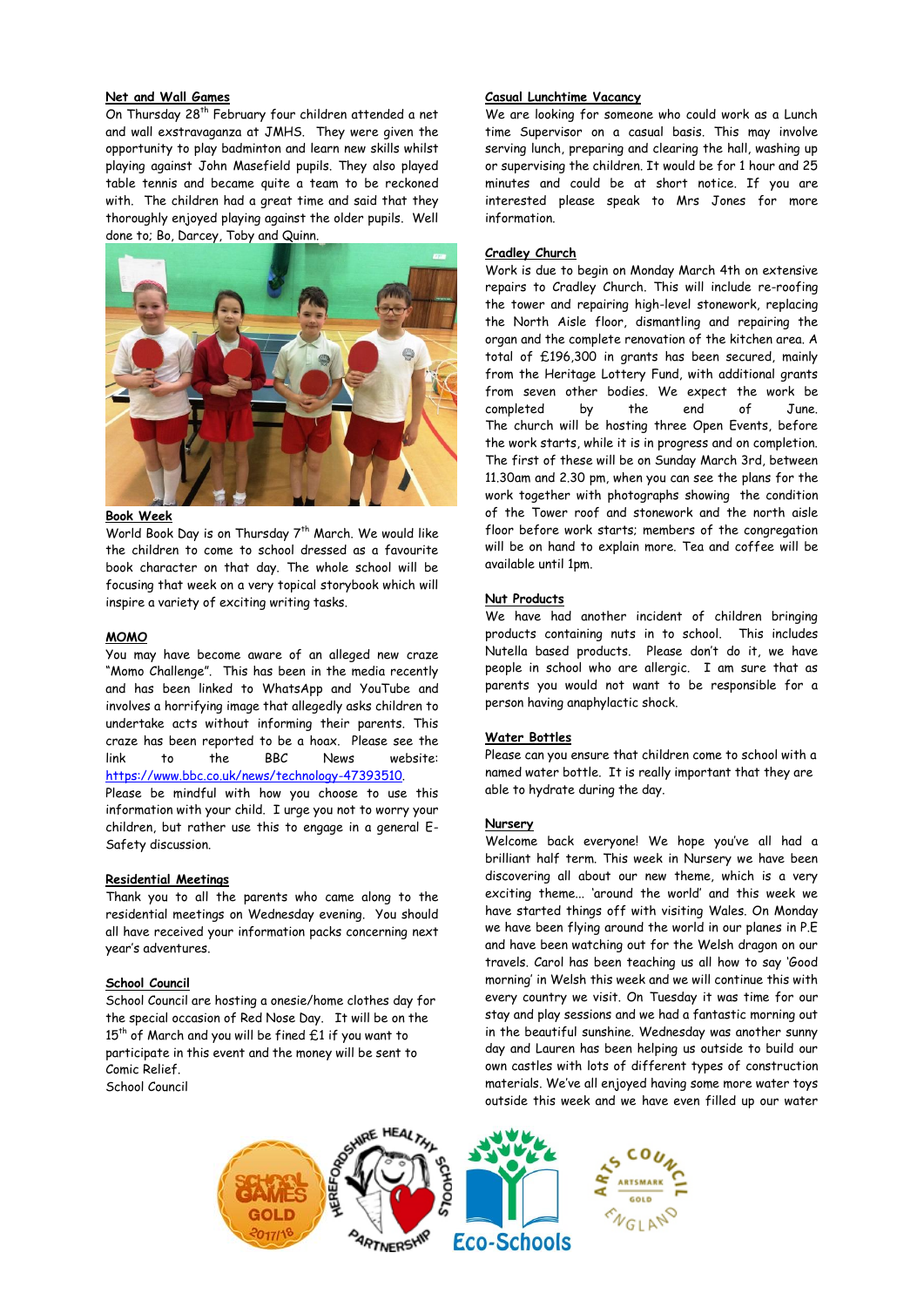## Net and Wall Games

On Thursday 28th February four children attended a net and wall exstravaganza at JMHS. They were given the opportunity to play badminton and learn new skills whilst playing against John Masefield pupils. They also played table tennis and became quite a team to be reckoned with. The children had a great time and said that they thoroughly enjoyed playing against the older pupils. Well done to; Bo, Darcey, Toby and Quinn.

## Book Week

World Book Day is on Thursday 7th March. We would like the children to come to school dressed as a favourite book character on that day. The whole school will be focusing that week on a very topical storybook which will inspire a variety of exciting writing tasks.

## MOMO

You may have become aware of an alleged new craze "Momo Challenge". This has been in the media recently and has been linked to WhatsApp and YouTube and involves a horrifying image that allegedly asks children to undertake acts without informing their parents. This craze has been reported to be a hoax. Please see the link to the BBC News website: https://www.bbc.co.uk/news/technology-47393510.

Please be mindful with how you choose to use this information with your child. I urge you not to worry your children, but rather use this to engage in a general E-Safety discussion.

## Residential Meetings

Thank you to all the parents who came along to the residential meetings on Wednesday evening. You should all have received your information packs concerning next year's adventures.

## School Council

School Council are hosting a onesie/home clothes day for the special occasion of Red Nose Day. It will be on the 15th of March and you will be fined £1 if you want to participate in this event and the money will be sent to Comic Relief.

School Council

## Casual Lunchtime Vacancy

We are looking for someone who could work as a Lunch time Supervisor on a casual basis. This may involve serving lunch, preparing and clearing the hall, washing up or supervising the children. It would be for 1 hour and 25 minutes and could be at short notice. If you are interested please speak to Mrs Jones for more information.

## Cradley Church

Work is due to begin on Monday March 4th on extensive repairs to Cradley Church. This will include re-roofing the tower and repairing high-level stonework, replacing the North Aisle floor, dismantling and repairing the organ and the complete renovation of the kitchen area. A total of £196,300 in grants has been secured, mainly from the Heritage Lottery Fund, with additional grants from seven other bodies. We expect the work be completed by the end of June.

The church will be hosting three Open Events, before the work starts, while it is in progress and on completion. The first of these will be on Sunday March 3rd, between 11.30am and 2.30 pm, when you can see the plans for the work together with photographs showing the condition of the Tower roof and stonework and the north aisle floor before work starts; members of the congregation will be on hand to explain more. Tea and coffee will be available until 1pm.

## Nut Products

We have had another incident of children bringing products containing nuts in to school. This includes Nutella based products. Please don't do it, we have people in school who are allergic. I am sure that as parents you would not want to be responsible for a person having anaphylactic shock.

## Water Bottles

Please can you ensure that children come to school with a named water bottle. It is really important that they are able to hydrate during the day.

## Nursery

Welcome back everyone! We hope you've all had a brilliant half term. This week in Nursery we have been discovering all about our new theme, which is a very exciting theme... 'around the world' and this week we have started things off with visiting Wales. On Monday we have been flying around the world in our planes in P.E and have been watching out for the Welsh dragon on our travels. Carol has been teaching us all how to say 'Good morning' in Welsh this week and we will continue this with every country we visit. On Tuesday it was time for our stay and play sessions and we had a fantastic morning out in the beautiful sunshine. Wednesday was another sunny day and Lauren has been helping us outside to build our own castles with lots of different types of construction materials. We've all enjoyed having some more water toys outside this week and we have even filled up our water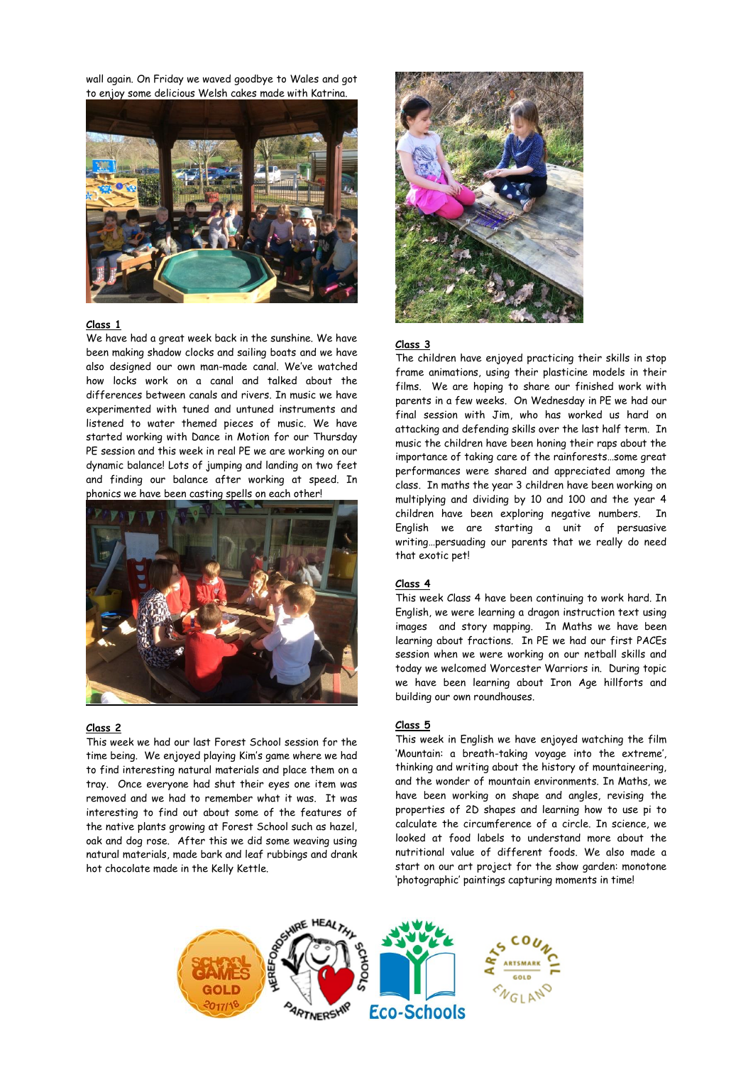wall again. On Friday we waved goodbye to Wales and got to enjoy some delicious Welsh cakes made with Katrina.

**Class 1**

We have had a great week back in the sunshine. We have been making shadow clocks and sailing boats and we have also designed our own man-made canal. We've watched how locks work on a canal and talked about the differences between canals and rivers. In music we have experimented with tuned and untuned instruments and listened to water themed pieces of music. We have started working with Dance in Motion for our Thursday PE session and this week in real PE we are working on our dynamic balance! Lots of jumping and landing on two feet and finding our balance after working at speed. In phonics we have been casting spells on each other!

**Class 2**

This week we had our last Forest School session for the time being. We enjoyed playing Kim's game where we had to find interesting natural materials and place them on a tray. Once everyone had shut their eyes one item was removed and we had to remember what it was. It was interesting to find out about some of the features of the native plants growing at Forest School such as hazel, oak and dog rose. After this we did some weaving using natural materials, made bark and leaf rubbings and drank hot chocolate made in the Kelly Kettle.

**Class 3**

The children have enjoyed practicing their skills in stop frame animations, using their plasticine models in their films. We are hoping to share our finished work with parents in a few weeks. On Wednesday in PE we had our final session with Jim, who has worked us hard on attacking and defending skills over the last half term. In music the children have been honing their raps about the importance of taking care of the rainforests…some great performances were shared and appreciated among the class. In maths the year 3 children have been working on multiplying and dividing by 10 and 100 and the year 4 children have been exploring negative numbers. In English we are starting a unit of persuasive writing…persuading our parents that we really do need that exotic pet!

**Class 4**

This week Class 4 have been continuing to work hard. In English, we were learning a dragon instruction text using images and story mapping. In Maths we have been learning about fractions. In PE we had our first PACEs session when we were working on our netball skills and today we welcomed Worcester Warriors in. During topic we have been learning about Iron Age hillforts and building our own roundhouses.

**Class 5**

This week in English we have enjoyed watching the film 'Mountain: a breath-taking voyage into the extreme', thinking and writing about the history of mountaineering, and the wonder of mountain environments. In Maths, we have been working on shape and angles, revising the properties of 2D shapes and learning how to use pi to calculate the circumference of a circle. In science, we looked at food labels to understand more about the nutritional value of different foods. We also made a start on our art project for the show garden: monotone 'photographic' paintings capturing moments in time!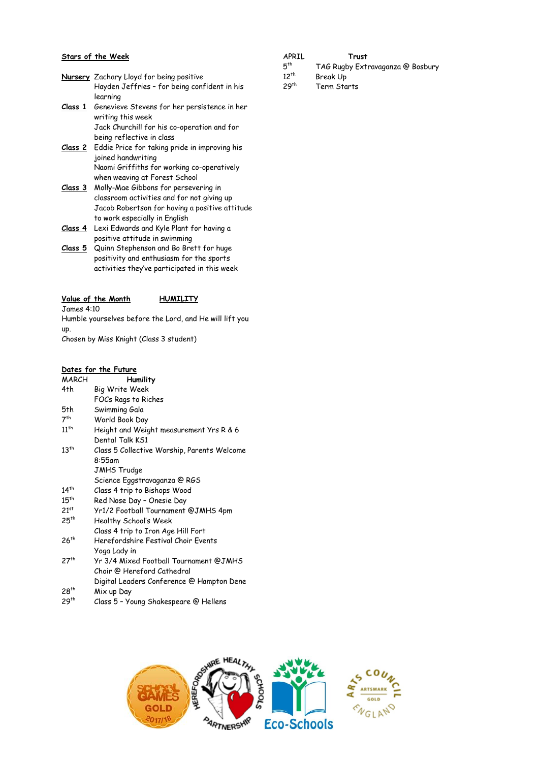## Stars of the Week

**Nursery** Zachary Lloyd for being positive
Hayden Jeffries – for being confident in his learning

**Class 1** Genevieve Stevens for her persistence in her writing this week
Jack Churchill for his co-operation and for being reflective in class

**Class 2** Eddie Price for taking pride in improving his joined handwriting
Naomi Griffiths for working co-operatively when weaving at Forest School

**Class 3** Molly-Mae Gibbons for persevering in classroom activities and for not giving up
Jacob Robertson for having a positive attitude to work especially in English

**Class 4** Lexi Edwards and Kyle Plant for having a positive attitude in swimming

**Class 5** Quinn Stephenson and Bo Brett for huge positivity and enthusiasm for the sports activities they've participated in this week

## Value of the Month — HUMILITY

James 4:10
Humble yourselves before the Lord, and He will lift you up.
Chosen by Miss Knight (Class 3 student)

## Dates for the Future

| MARCH | **Humility** |
|---|---|
| 4th | Big Write Week<br>FOCs Rags to Riches |
| 5th | Swimming Gala |
| 7th | World Book Day |
| 11th | Height and Weight measurement Yrs R & 6<br>Dental Talk KS1 |
| 13th | Class 5 Collective Worship, Parents Welcome 8:55am<br>JMHS Trudge<br>Science Eggstravaganza @ RGS |
| 14th | Class 4 trip to Bishops Wood |
| 15th | Red Nose Day – Onesie Day |
| 21st | Yr1/2 Football Tournament @JMHS 4pm |
| 25th | Healthy School's Week<br>Class 4 trip to Iron Age Hill Fort |
| 26th | Herefordshire Festival Choir Events<br>Yoga Lady in |
| 27th | Yr 3/4 Mixed Football Tournament @JMHS<br>Choir @ Hereford Cathedral<br>Digital Leaders Conference @ Hampton Dene |
| 28th | Mix up Day |
| 29th | Class 5 – Young Shakespeare @ Hellens |

| APRIL | **Trust** |
|---|---|
| 5th | TAG Rugby Extravaganza @ Bosbury |
| 12th | Break Up |
| 29th | Term Starts |